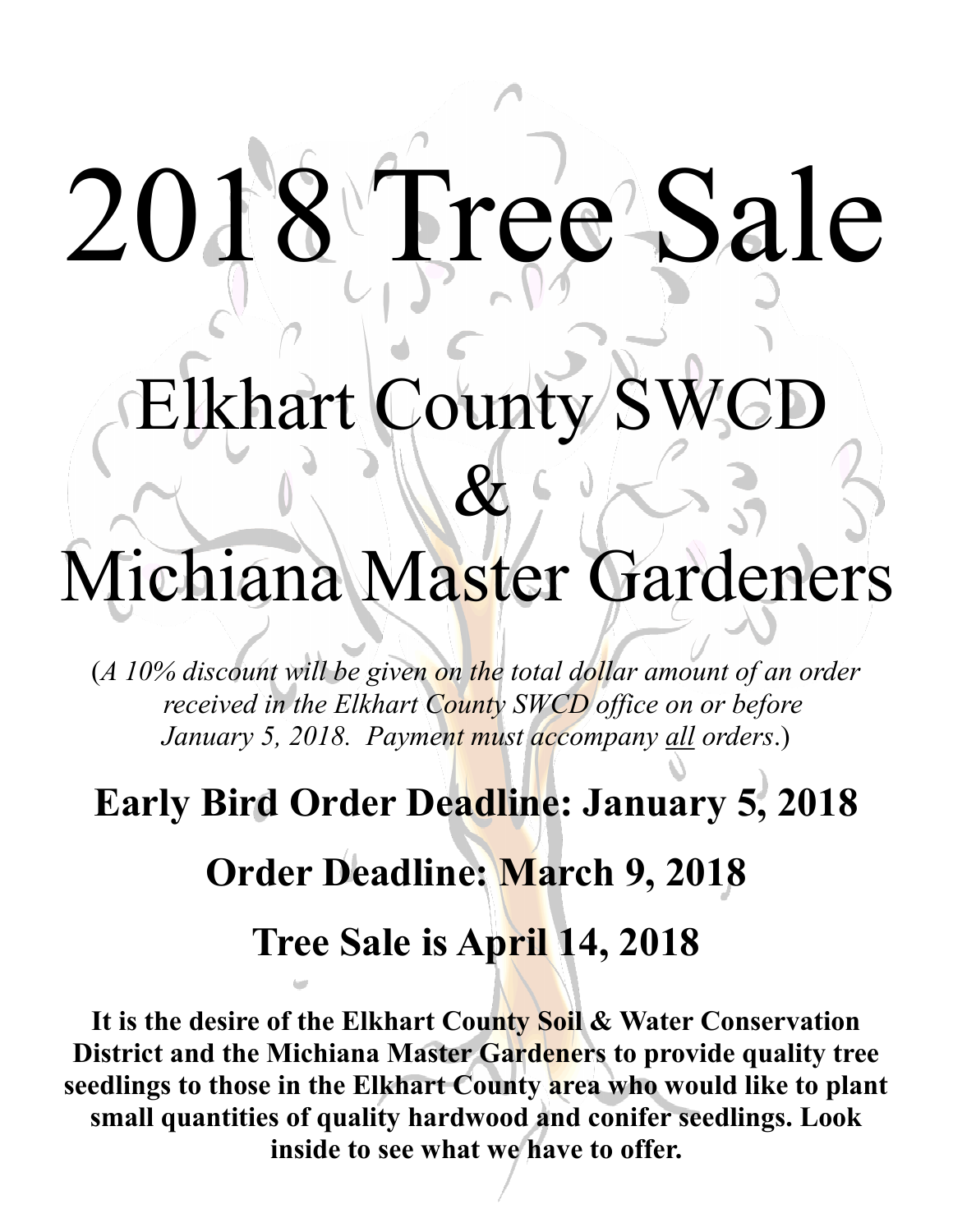# 2018 Tree Sale

## Elkhart County SWCD
## &
## Michiana Master Gardeners

(*A 10% discount will be given on the total dollar amount of an order received in the Elkhart County SWCD office on or before January 5, 2018. Payment must accompany all orders*.)

**Early Bird Order Deadline: January 5, 2018**

**Order Deadline: March 9, 2018**

**Tree Sale is April 14, 2018**

**It is the desire of the Elkhart County Soil & Water Conservation District and the Michiana Master Gardeners to provide quality tree seedlings to those in the Elkhart County area who would like to plant small quantities of quality hardwood and conifer seedlings. Look inside to see what we have to offer.**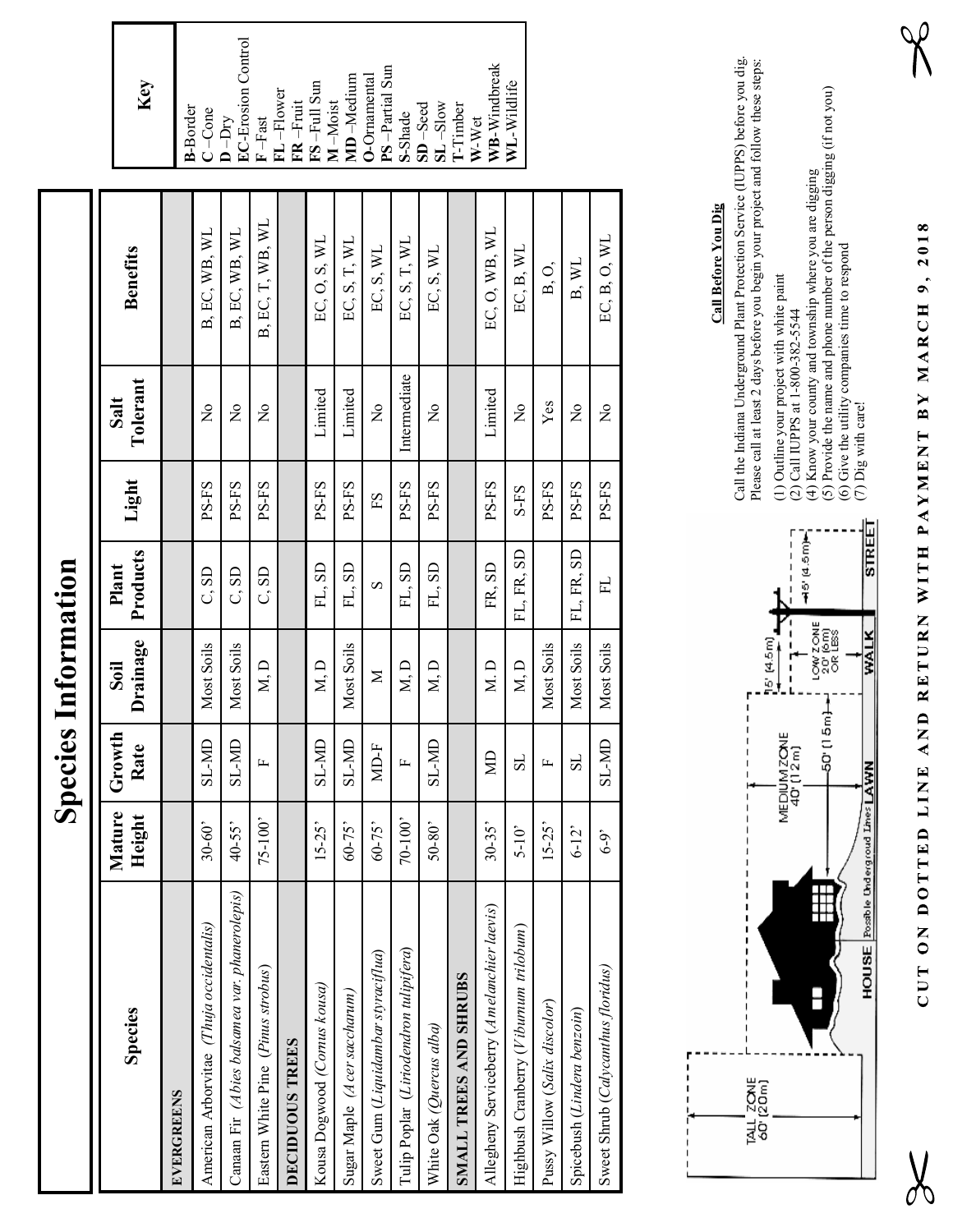# Species Information

| Species | Mature Height | Growth Rate | Soil Drainage | Plant Products | Light | Salt Tolerant | Benefits |
|---|---|---|---|---|---|---|---|
| **EVERGREENS** | | | | | | | |
| American Arborvitae (*Thuja occidentalis*) | 30-60' | SL-MD | Most Soils | C, SD | PS-FS | No | B, EC, WB, WL |
| Canaan Fir (*Abies balsamea var. phanerolepis*) | 40-55' | SL-MD | Most Soils | C, SD | PS-FS | No | B, EC, WB, WL |
| Eastern White Pine (*Pinus strobus*) | 75-100' | F | M, D | C, SD | PS-FS | No | B, EC, T, WB, WL |
| **DECIDUOUS TREES** | | | | | | | |
| Kousa Dogwood (*Cornus kousa*) | 15-25' | SL-MD | M, D | FL, SD | PS-FS | Limited | EC, O, S, WL |
| Sugar Maple (*Acer saccharum*) | 60-75' | SL-MD | Most Soils | FL, SD | PS-FS | Limited | EC, S, T, WL |
| Sweet Gum (*Liquidambar styraciflua*) | 60-75' | MD-F | M | S | FS | No | EC, S, WL |
| Tulip Poplar (*Liriodendron tulipifera*) | 70-100' | F | M, D | FL, SD | PS-FS | Intermediate | EC, S, T, WL |
| White Oak (*Quercus alba*) | 50-80' | SL-MD | M, D | FL, SD | PS-FS | No | EC, S, WL |
| **SMALL TREES AND SHRUBS** | | | | | | | |
| Allegheny Serviceberry (*Amelanchier laevis*) | 30-35' | MD | M. D | FR, SD | PS-FS | Limited | EC, O, WB, WL |
| Highbush Cranberry (*Viburnum trilobum*) | 5-10' | SL | M, D | FL, FR, SD | S-FS | No | EC, B, WL |
| Pussy Willow (*Salix discolor*) | 15-25' | F | Most Soils | | PS-FS | Yes | B, O, |
| Spicebush (*Lindera benzoin*) | 6-12' | SL | Most Soils | FL, FR, SD | PS-FS | No | B, WL |
| Sweet Shrub (*Calycanthus floridus*) | 6-9' | SL-MD | Most Soils | FL | PS-FS | No | EC, B, O, WL |

| Key |
|---|
| **B**-Border |
| **C** –Cone |
| **D** –Dry |
| **EC**-Erosion Control |
| **F** –Fast |
| **FL** –Flower |
| **FR** –Fruit |
| **FS** –Full Sun |
| **M** –Moist |
| **MD** –Medium |
| **O**-Ornamental |
| **PS** –Partial Sun |
| **S**-Shade |
| **SD** –Seed |
| **SL** –Slow |
| **T**-Timber |
| **W**-Wet |
| **WB**-Windbreak |
| **WL**-Wildlife |

TALL ZONE 60' (20m) — MEDIUM ZONE 40' (12m) — 50' (15m) — 15' (4.5m) — LOW ZONE 20' (6m) OR LESS — 15' (4.5m) — HOUSE — Possible Underground Lines — LAWN — WALK — STREET

**Call Before You Dig**

Call the Indiana Underground Plant Protection Service (IUPPS) before you dig. Please call at least 2 days before you begin your project and follow these steps:

(1) Outline your project with white paint
(2) Call IUPPS at 1-800-382-5544
(4) Know your county and township where you are digging
(5) Provide the name and phone number of the person digging (if not you)
(6) Give the utility companies time to respond
(7) Dig with care!

**CUT ON DOTTED LINE AND RETURN WITH PAYMENT BY MARCH 9, 2018**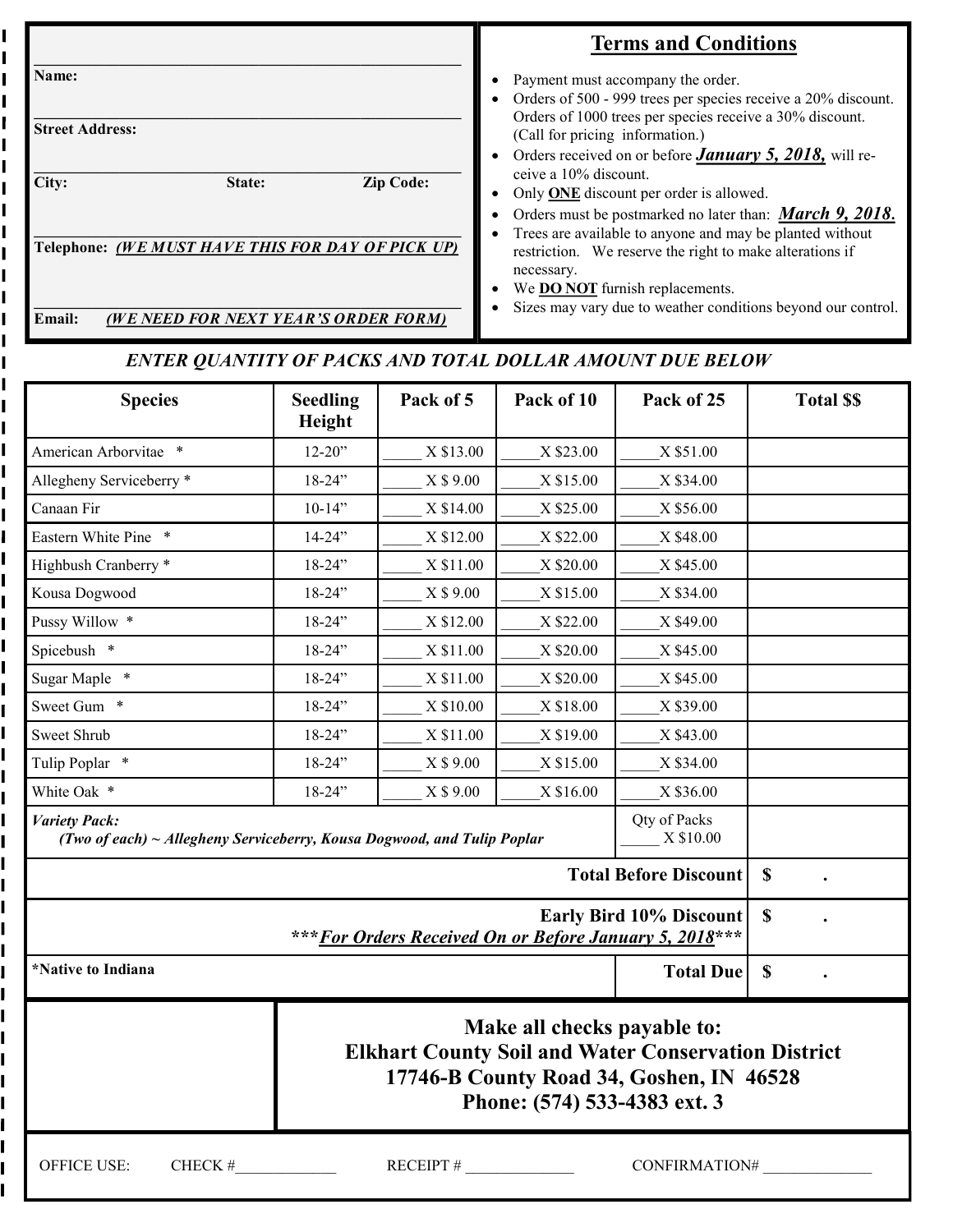Name: \_\_\_\_\_\_\_\_\_\_\_\_\_\_\_\_\_\_\_\_\_\_\_\_\_\_\_\_\_\_\_\_\_\_\_\_\_\_\_\_\_\_\_\_

Street Address: \_\_\_\_\_\_\_\_\_\_\_\_\_\_\_\_\_\_\_\_\_\_\_\_\_\_\_\_\_\_\_\_\_\_\_\_\_\_\_\_\_\_\_\_

City: \_\_\_\_\_\_\_\_\_\_ State: \_\_\_\_\_\_\_\_\_\_ Zip Code: \_\_\_\_\_\_\_\_\_\_

Telephone: ***(WE MUST HAVE THIS FOR DAY OF PICK UP)***

Email: ***(WE NEED FOR NEXT YEAR'S ORDER FORM)***

## Terms and Conditions

- Payment must accompany the order.
- Orders of 500 - 999 trees per species receive a 20% discount. Orders of 1000 trees per species receive a 30% discount. (Call for pricing information.)
- Orders received on or before ***January 5, 2018,*** will receive a 10% discount.
- Only **ONE** discount per order is allowed.
- Orders must be postmarked no later than: ***March 9, 2018.***
- Trees are available to anyone and may be planted without restriction. We reserve the right to make alterations if necessary.
- We **DO NOT** furnish replacements.
- Sizes may vary due to weather conditions beyond our control.

***ENTER QUANTITY OF PACKS AND TOTAL DOLLAR AMOUNT DUE BELOW***

| Species | Seedling Height | Pack of 5 | Pack of 10 | Pack of 25 | Total $$ |
|---|---|---|---|---|---|
| American Arborvitae * | 12-20" | \_\_\_\_\_ X $13.00 | \_\_\_\_\_ X $23.00 | \_\_\_\_\_ X $51.00 | |
| Allegheny Serviceberry * | 18-24" | \_\_\_\_\_ X $ 9.00 | \_\_\_\_\_ X $15.00 | \_\_\_\_\_ X $34.00 | |
| Canaan Fir | 10-14" | \_\_\_\_\_ X $14.00 | \_\_\_\_\_ X $25.00 | \_\_\_\_\_ X $56.00 | |
| Eastern White Pine * | 14-24" | \_\_\_\_\_ X $12.00 | \_\_\_\_\_ X $22.00 | \_\_\_\_\_ X $48.00 | |
| Highbush Cranberry * | 18-24" | \_\_\_\_\_ X $11.00 | \_\_\_\_\_ X $20.00 | \_\_\_\_\_ X $45.00 | |
| Kousa Dogwood | 18-24" | \_\_\_\_\_ X $ 9.00 | \_\_\_\_\_ X $15.00 | \_\_\_\_\_ X $34.00 | |
| Pussy Willow * | 18-24" | \_\_\_\_\_ X $12.00 | \_\_\_\_\_ X $22.00 | \_\_\_\_\_ X $49.00 | |
| Spicebush * | 18-24" | \_\_\_\_\_ X $11.00 | \_\_\_\_\_ X $20.00 | \_\_\_\_\_ X $45.00 | |
| Sugar Maple * | 18-24" | \_\_\_\_\_ X $11.00 | \_\_\_\_\_ X $20.00 | \_\_\_\_\_ X $45.00 | |
| Sweet Gum * | 18-24" | \_\_\_\_\_ X $10.00 | \_\_\_\_\_ X $18.00 | \_\_\_\_\_ X $39.00 | |
| Sweet Shrub | 18-24" | \_\_\_\_\_ X $11.00 | \_\_\_\_\_ X $19.00 | \_\_\_\_\_ X $43.00 | |
| Tulip Poplar * | 18-24" | \_\_\_\_\_ X $ 9.00 | \_\_\_\_\_ X $15.00 | \_\_\_\_\_ X $34.00 | |
| White Oak * | 18-24" | \_\_\_\_\_ X $ 9.00 | \_\_\_\_\_ X $16.00 | \_\_\_\_\_ X $36.00 | |
| ***Variety Pack:*** ***(Two of each) ~ Allegheny Serviceberry, Kousa Dogwood, and Tulip Poplar*** | | | | Qty of Packs \_\_\_\_\_ X $10.00 | |
| | | | | **Total Before Discount** | **$ .** |
| | | | | **Early Bird 10% Discount** ***\*\*\*For Orders Received On or Before January 5, 2018\*\*\**** | **$ .** |
| ***Native to Indiana** | | | | **Total Due** | **$ .** |

**Make all checks payable to:**
**Elkhart County Soil and Water Conservation District**
**17746-B County Road 34, Goshen, IN 46528**
**Phone: (574) 533-4383 ext. 3**

OFFICE USE: CHECK #\_\_\_\_\_\_\_\_\_\_\_\_\_ RECEIPT # \_\_\_\_\_\_\_\_\_\_\_\_\_\_ CONFIRMATION# \_\_\_\_\_\_\_\_\_\_\_\_\_\_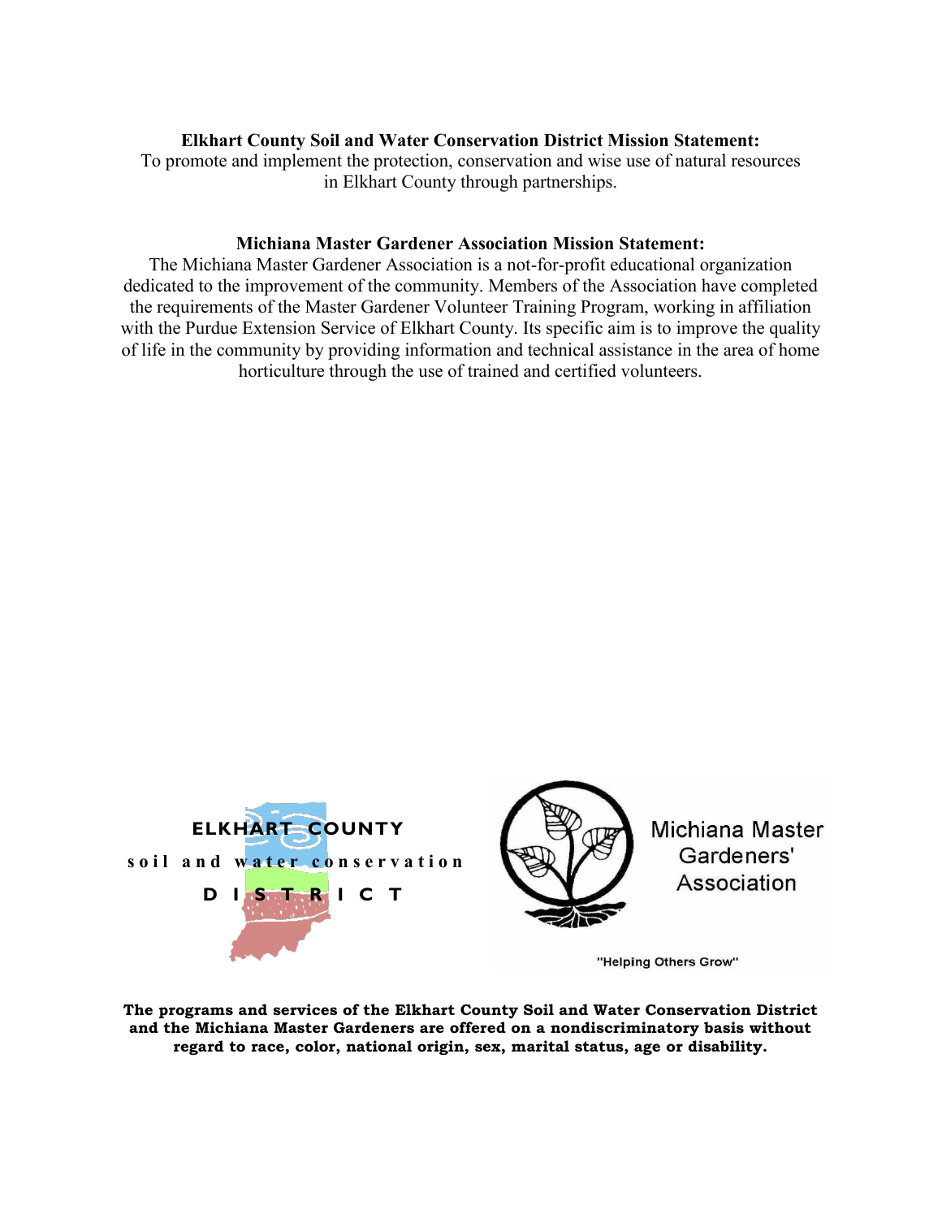**Elkhart County Soil and Water Conservation District Mission Statement:**

To promote and implement the protection, conservation and wise use of natural resources in Elkhart County through partnerships.

**Michiana Master Gardener Association Mission Statement:**

The Michiana Master Gardener Association is a not-for-profit educational organization dedicated to the improvement of the community. Members of the Association have completed the requirements of the Master Gardener Volunteer Training Program, working in affiliation with the Purdue Extension Service of Elkhart County. Its specific aim is to improve the quality of life in the community by providing information and technical assistance in the area of home horticulture through the use of trained and certified volunteers.

ELKHART COUNTY
soil and water conservation
DISTRICT

Michiana Master Gardeners' Association

"Helping Others Grow"

**The programs and services of the Elkhart County Soil and Water Conservation District and the Michiana Master Gardeners are offered on a nondiscriminatory basis without regard to race, color, national origin, sex, marital status, age or disability.**